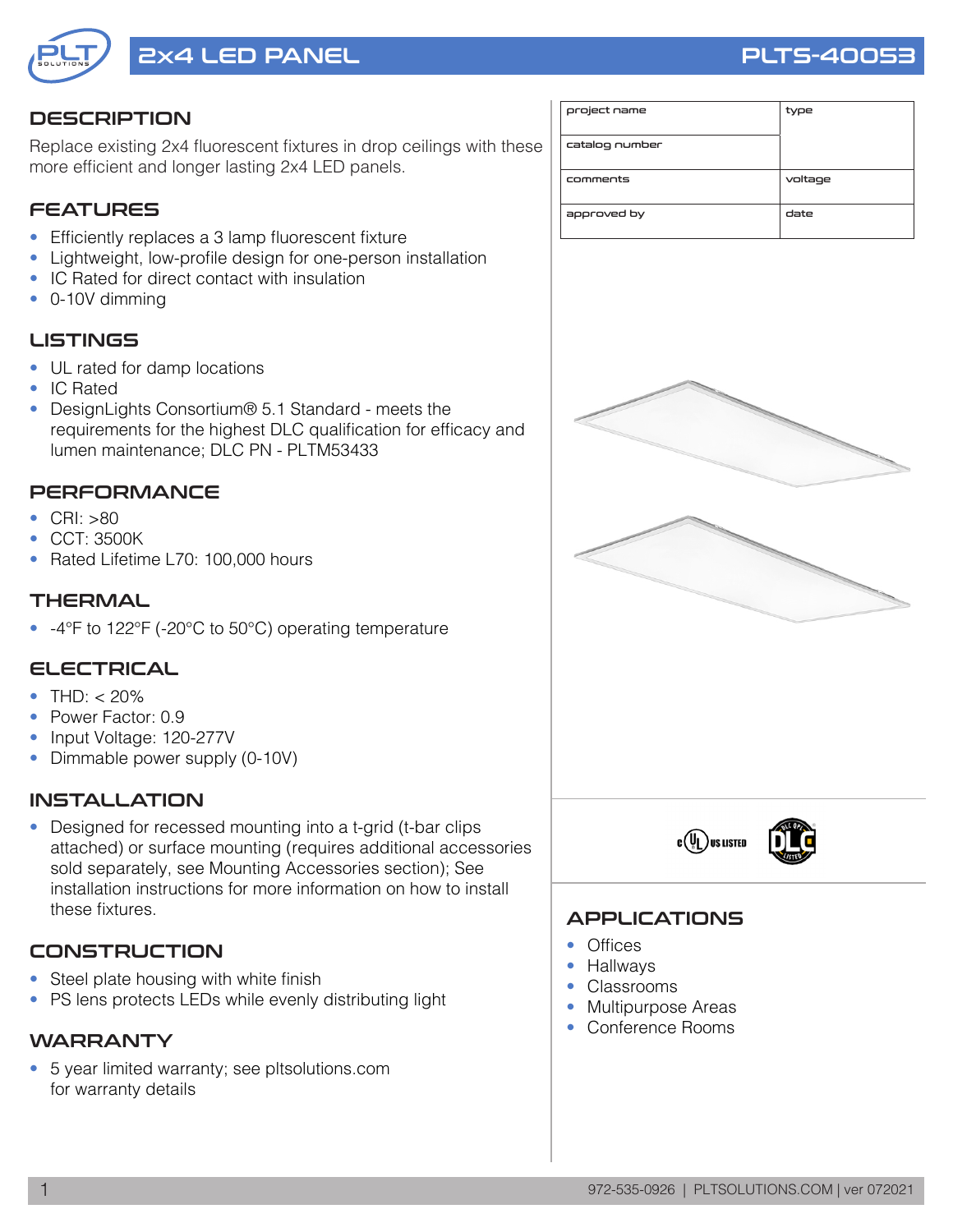# 2x4 LED PANEL

**PLTS-40053**

| project name | type |
| --- | --- |
| catalog number | |
| comments | voltage |
| approved by | date |

## DESCRIPTION

Replace existing 2x4 fluorescent fixtures in drop ceilings with these more efficient and longer lasting 2x4 LED panels.

## FEATURES

- Efficiently replaces a 3 lamp fluorescent fixture
- Lightweight, low-profile design for one-person installation
- IC Rated for direct contact with insulation
- 0-10V dimming

## LISTINGS

- UL rated for damp locations
- IC Rated
- DesignLights Consortium® 5.1 Standard - meets the requirements for the highest DLC qualification for efficacy and lumen maintenance; DLC PN - PLTM53433

## PERFORMANCE

- CRI: >80
- CCT: 3500K
- Rated Lifetime L70: 100,000 hours

## THERMAL

- -4°F to 122°F (-20°C to 50°C) operating temperature

## ELECTRICAL

- THD: < 20%
- Power Factor: 0.9
- Input Voltage: 120-277V
- Dimmable power supply (0-10V)

## INSTALLATION

- Designed for recessed mounting into a t-grid (t-bar clips attached) or surface mounting (requires additional accessories sold separately, see Mounting Accessories section); See installation instructions for more information on how to install these fixtures.

## CONSTRUCTION

- Steel plate housing with white finish
- PS lens protects LEDs while evenly distributing light

## WARRANTY

- 5 year limited warranty; see pltsolutions.com for warranty details

## APPLICATIONS

- Offices
- Hallways
- Classrooms
- Multipurpose Areas
- Conference Rooms

972-535-0926 | PLTSOLUTIONS.COM | ver 072021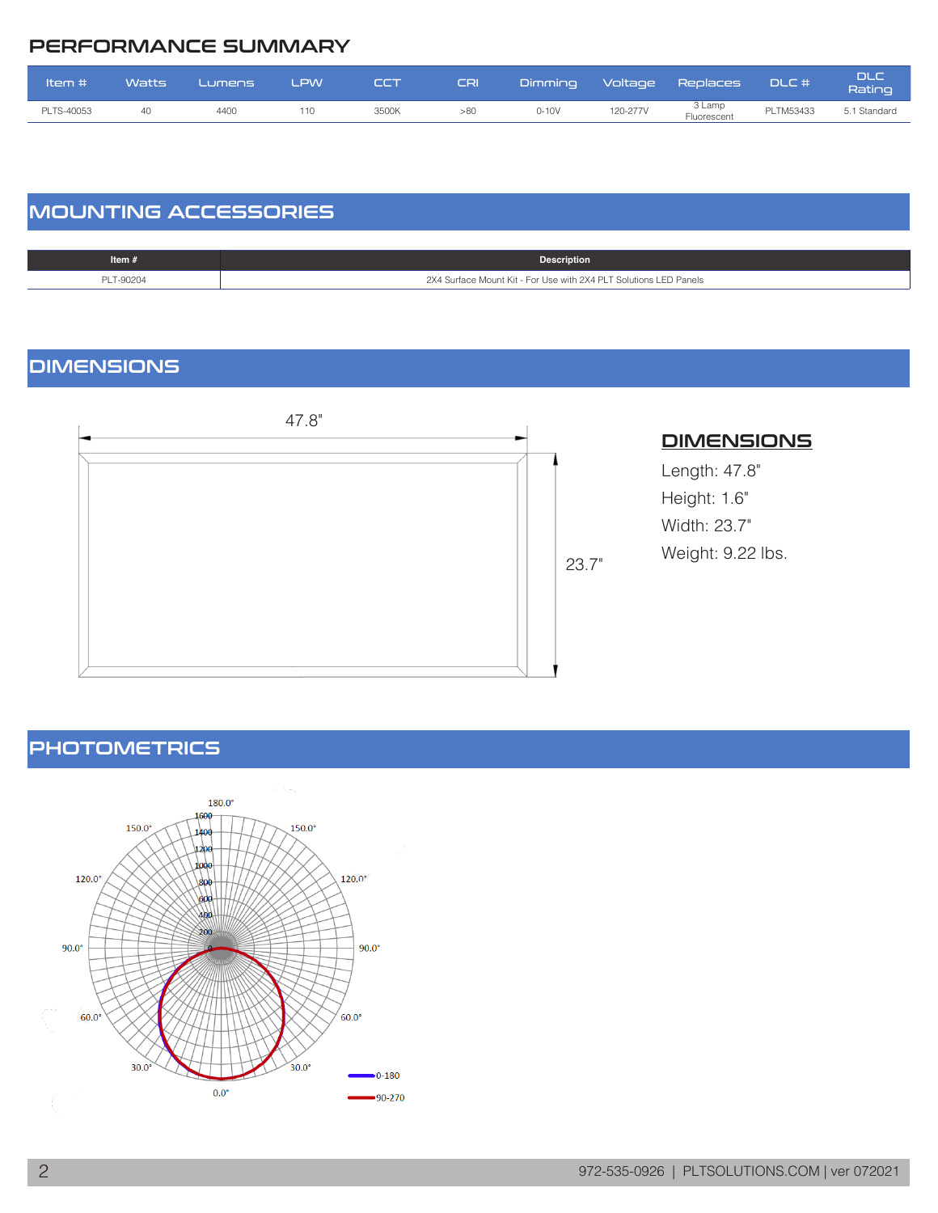## PERFORMANCE SUMMARY

| Item # | Watts | Lumens | LPW | CCT | CRI | Dimming | Voltage | Replaces | DLC # | DLC Rating |
|---|---|---|---|---|---|---|---|---|---|---|
| PLTS-40053 | 40 | 4400 | 110 | 3500K | >80 | 0-10V | 120-277V | 3 Lamp Fluorescent | PLTM53433 | 5.1 Standard |

## MOUNTING ACCESSORIES

| Item # | Description |
|---|---|
| PLT-90204 | 2X4 Surface Mount Kit - For Use with 2X4 PLT Solutions LED Panels |

## DIMENSIONS

47.8"

23.7"

### DIMENSIONS

Length: 47.8"

Height: 1.6"

Width: 23.7"

Weight: 9.22 lbs.

## PHOTOMETRICS

180.0°
150.0°
150.0°
120.0°
120.0°
90.0°
90.0°
60.0°
60.0°
30.0°
30.0°
0.0°

1600
1400
1200
1000
800
600
400
200
0

0-180
90-270

972-535-0926 | PLTSOLUTIONS.COM | ver 072021